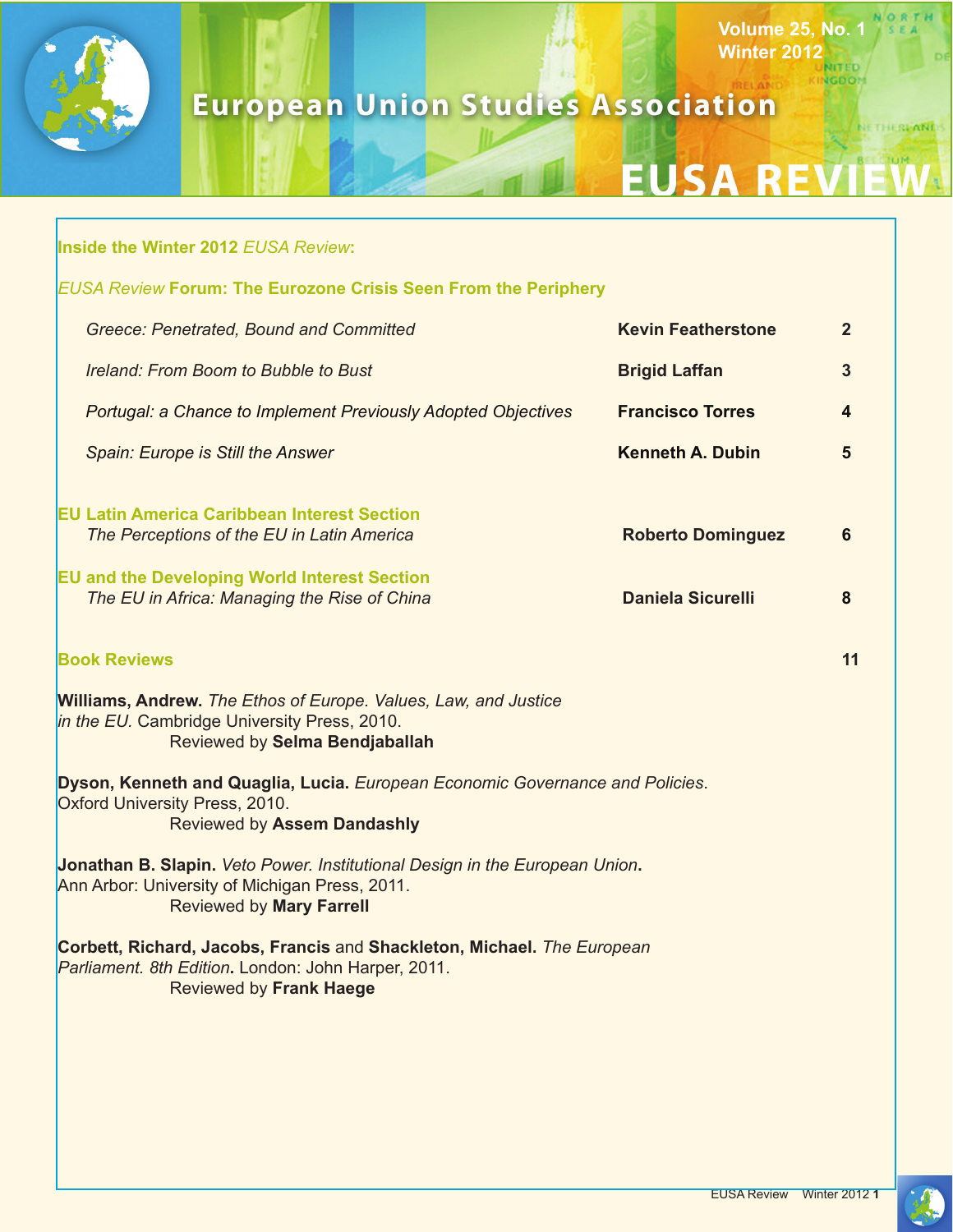# European Union Studies Association

# EUSA REVIEW

Volume 25, No. 1
Winter 2012

## Inside the Winter 2012 *EUSA Review*:

### *EUSA Review* Forum: The Eurozone Crisis Seen From the Periphery

| | | |
|---|---|---|
| *Greece: Penetrated, Bound and Committed* | **Kevin Featherstone** | 2 |
| *Ireland: From Boom to Bubble to Bust* | **Brigid Laffan** | 3 |
| *Portugal: a Chance to Implement Previously Adopted Objectives* | **Francisco Torres** | 4 |
| *Spain: Europe is Still the Answer* | **Kenneth A. Dubin** | 5 |

### EU Latin America Caribbean Interest Section

| | | |
|---|---|---|
| *The Perceptions of the EU in Latin America* | **Roberto Dominguez** | 6 |

### EU and the Developing World Interest Section

| | | |
|---|---|---|
| *The EU in Africa: Managing the Rise of China* | **Daniela Sicurelli** | 8 |

### Book Reviews — 11

**Williams, Andrew.** *The Ethos of Europe. Values, Law, and Justice in the EU.* Cambridge University Press, 2010.
Reviewed by **Selma Bendjaballah**

**Dyson, Kenneth and Quaglia, Lucia.** *European Economic Governance and Policies*. Oxford University Press, 2010.
Reviewed by **Assem Dandashly**

**Jonathan B. Slapin.** *Veto Power. Institutional Design in the European Union*. Ann Arbor: University of Michigan Press, 2011.
Reviewed by **Mary Farrell**

**Corbett, Richard, Jacobs, Francis** and **Shackleton, Michael.** *The European Parliament. 8th Edition*. London: John Harper, 2011.
Reviewed by **Frank Haege**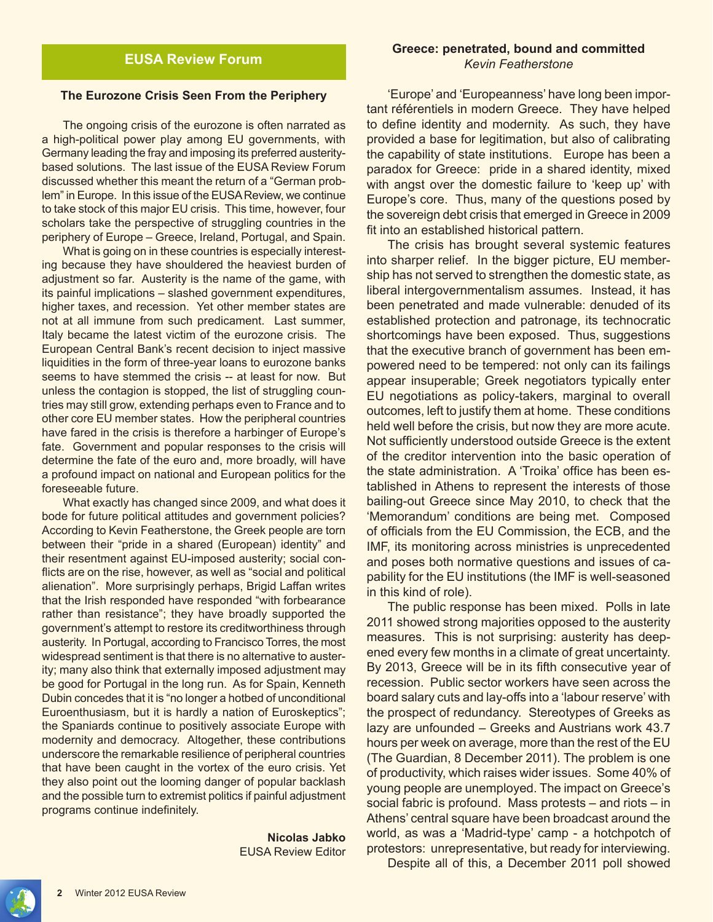## EUSA Review Forum

### The Eurozone Crisis Seen From the Periphery

The ongoing crisis of the eurozone is often narrated as a high-political power play among EU governments, with Germany leading the fray and imposing its preferred austerity-based solutions. The last issue of the EUSA Review Forum discussed whether this meant the return of a "German problem" in Europe. In this issue of the EUSA Review, we continue to take stock of this major EU crisis. This time, however, four scholars take the perspective of struggling countries in the periphery of Europe – Greece, Ireland, Portugal, and Spain.

What is going on in these countries is especially interesting because they have shouldered the heaviest burden of adjustment so far. Austerity is the name of the game, with its painful implications – slashed government expenditures, higher taxes, and recession. Yet other member states are not at all immune from such predicament. Last summer, Italy became the latest victim of the eurozone crisis. The European Central Bank's recent decision to inject massive liquidities in the form of three-year loans to eurozone banks seems to have stemmed the crisis -- at least for now. But unless the contagion is stopped, the list of struggling countries may still grow, extending perhaps even to France and to other core EU member states. How the peripheral countries have fared in the crisis is therefore a harbinger of Europe's fate. Government and popular responses to the crisis will determine the fate of the euro and, more broadly, will have a profound impact on national and European politics for the foreseeable future.

What exactly has changed since 2009, and what does it bode for future political attitudes and government policies? According to Kevin Featherstone, the Greek people are torn between their "pride in a shared (European) identity" and their resentment against EU-imposed austerity; social conflicts are on the rise, however, as well as "social and political alienation". More surprisingly perhaps, Brigid Laffan writes that the Irish responded have responded "with forbearance rather than resistance"; they have broadly supported the government's attempt to restore its creditworthiness through austerity. In Portugal, according to Francisco Torres, the most widespread sentiment is that there is no alternative to austerity; many also think that externally imposed adjustment may be good for Portugal in the long run. As for Spain, Kenneth Dubin concedes that it is "no longer a hotbed of unconditional Euroenthusiasm, but it is hardly a nation of Euroskeptics"; the Spaniards continue to positively associate Europe with modernity and democracy. Altogether, these contributions underscore the remarkable resilience of peripheral countries that have been caught in the vortex of the euro crisis. Yet they also point out the looming danger of popular backlash and the possible turn to extremist politics if painful adjustment programs continue indefinitely.

**Nicolas Jabko**
EUSA Review Editor

### Greece: penetrated, bound and committed

*Kevin Featherstone*

'Europe' and 'Europeanness' have long been important référentiels in modern Greece. They have helped to define identity and modernity. As such, they have provided a base for legitimation, but also of calibrating the capability of state institutions. Europe has been a paradox for Greece: pride in a shared identity, mixed with angst over the domestic failure to 'keep up' with Europe's core. Thus, many of the questions posed by the sovereign debt crisis that emerged in Greece in 2009 fit into an established historical pattern.

The crisis has brought several systemic features into sharper relief. In the bigger picture, EU membership has not served to strengthen the domestic state, as liberal intergovernmentalism assumes. Instead, it has been penetrated and made vulnerable: denuded of its established protection and patronage, its technocratic shortcomings have been exposed. Thus, suggestions that the executive branch of government has been empowered need to be tempered: not only can its failings appear insuperable; Greek negotiators typically enter EU negotiations as policy-takers, marginal to overall outcomes, left to justify them at home. These conditions held well before the crisis, but now they are more acute. Not sufficiently understood outside Greece is the extent of the creditor intervention into the basic operation of the state administration. A 'Troika' office has been established in Athens to represent the interests of those bailing-out Greece since May 2010, to check that the 'Memorandum' conditions are being met. Composed of officials from the EU Commission, the ECB, and the IMF, its monitoring across ministries is unprecedented and poses both normative questions and issues of capability for the EU institutions (the IMF is well-seasoned in this kind of role).

The public response has been mixed. Polls in late 2011 showed strong majorities opposed to the austerity measures. This is not surprising: austerity has deepened every few months in a climate of great uncertainty. By 2013, Greece will be in its fifth consecutive year of recession. Public sector workers have seen across the board salary cuts and lay-offs into a 'labour reserve' with the prospect of redundancy. Stereotypes of Greeks as lazy are unfounded – Greeks and Austrians work 43.7 hours per week on average, more than the rest of the EU (The Guardian, 8 December 2011). The problem is one of productivity, which raises wider issues. Some 40% of young people are unemployed. The impact on Greece's social fabric is profound. Mass protests – and riots – in Athens' central square have been broadcast around the world, as was a 'Madrid-type' camp - a hotchpotch of protestors: unrepresentative, but ready for interviewing.

Despite all of this, a December 2011 poll showed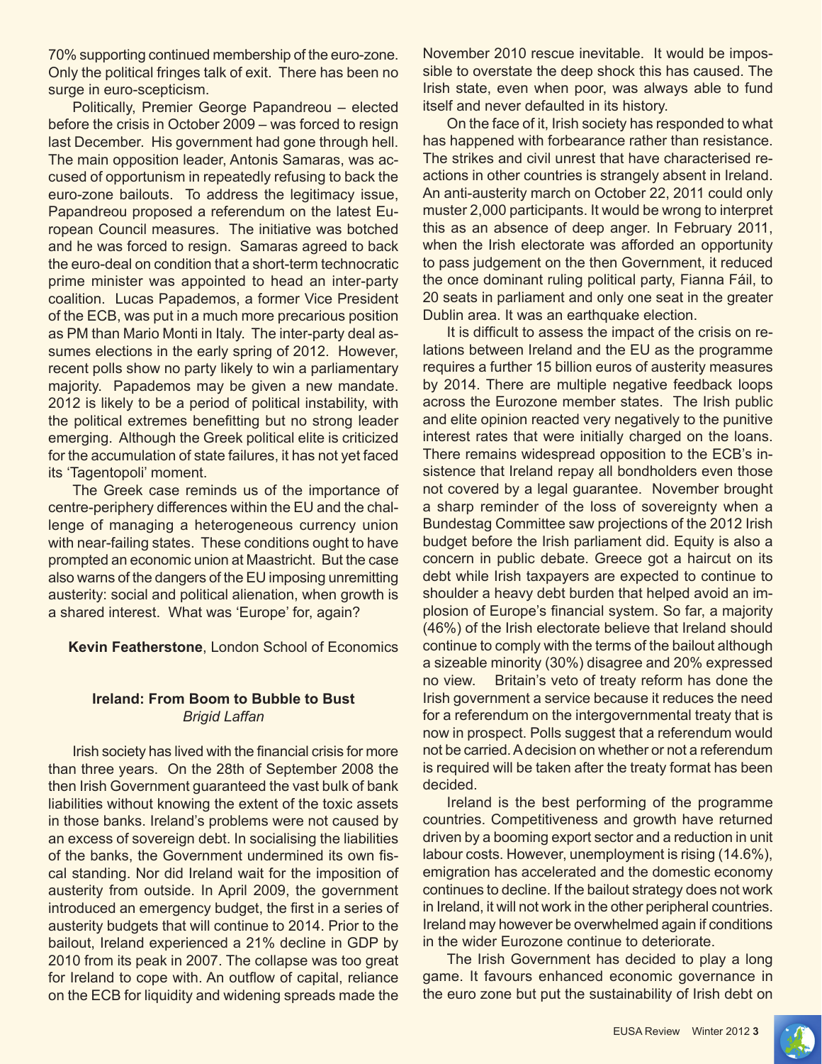70% supporting continued membership of the euro-zone. Only the political fringes talk of exit. There has been no surge in euro-scepticism.

Politically, Premier George Papandreou – elected before the crisis in October 2009 – was forced to resign last December. His government had gone through hell. The main opposition leader, Antonis Samaras, was accused of opportunism in repeatedly refusing to back the euro-zone bailouts. To address the legitimacy issue, Papandreou proposed a referendum on the latest European Council measures. The initiative was botched and he was forced to resign. Samaras agreed to back the euro-deal on condition that a short-term technocratic prime minister was appointed to head an inter-party coalition. Lucas Papademos, a former Vice President of the ECB, was put in a much more precarious position as PM than Mario Monti in Italy. The inter-party deal assumes elections in the early spring of 2012. However, recent polls show no party likely to win a parliamentary majority. Papademos may be given a new mandate. 2012 is likely to be a period of political instability, with the political extremes benefitting but no strong leader emerging. Although the Greek political elite is criticized for the accumulation of state failures, it has not yet faced its 'Tagentopoli' moment.

The Greek case reminds us of the importance of centre-periphery differences within the EU and the challenge of managing a heterogeneous currency union with near-failing states. These conditions ought to have prompted an economic union at Maastricht. But the case also warns of the dangers of the EU imposing unremitting austerity: social and political alienation, when growth is a shared interest. What was 'Europe' for, again?

**Kevin Featherstone**, London School of Economics

### Ireland: From Boom to Bubble to Bust

*Brigid Laffan*

Irish society has lived with the financial crisis for more than three years. On the 28th of September 2008 the then Irish Government guaranteed the vast bulk of bank liabilities without knowing the extent of the toxic assets in those banks. Ireland's problems were not caused by an excess of sovereign debt. In socialising the liabilities of the banks, the Government undermined its own fiscal standing. Nor did Ireland wait for the imposition of austerity from outside. In April 2009, the government introduced an emergency budget, the first in a series of austerity budgets that will continue to 2014. Prior to the bailout, Ireland experienced a 21% decline in GDP by 2010 from its peak in 2007. The collapse was too great for Ireland to cope with. An outflow of capital, reliance on the ECB for liquidity and widening spreads made the November 2010 rescue inevitable. It would be impossible to overstate the deep shock this has caused. The Irish state, even when poor, was always able to fund itself and never defaulted in its history.

On the face of it, Irish society has responded to what has happened with forbearance rather than resistance. The strikes and civil unrest that have characterised reactions in other countries is strangely absent in Ireland. An anti-austerity march on October 22, 2011 could only muster 2,000 participants. It would be wrong to interpret this as an absence of deep anger. In February 2011, when the Irish electorate was afforded an opportunity to pass judgement on the then Government, it reduced the once dominant ruling political party, Fianna Fáil, to 20 seats in parliament and only one seat in the greater Dublin area. It was an earthquake election.

It is difficult to assess the impact of the crisis on relations between Ireland and the EU as the programme requires a further 15 billion euros of austerity measures by 2014. There are multiple negative feedback loops across the Eurozone member states. The Irish public and elite opinion reacted very negatively to the punitive interest rates that were initially charged on the loans. There remains widespread opposition to the ECB's insistence that Ireland repay all bondholders even those not covered by a legal guarantee. November brought a sharp reminder of the loss of sovereignty when a Bundestag Committee saw projections of the 2012 Irish budget before the Irish parliament did. Equity is also a concern in public debate. Greece got a haircut on its debt while Irish taxpayers are expected to continue to shoulder a heavy debt burden that helped avoid an implosion of Europe's financial system. So far, a majority (46%) of the Irish electorate believe that Ireland should continue to comply with the terms of the bailout although a sizeable minority (30%) disagree and 20% expressed no view. Britain's veto of treaty reform has done the Irish government a service because it reduces the need for a referendum on the intergovernmental treaty that is now in prospect. Polls suggest that a referendum would not be carried. A decision on whether or not a referendum is required will be taken after the treaty format has been decided.

Ireland is the best performing of the programme countries. Competitiveness and growth have returned driven by a booming export sector and a reduction in unit labour costs. However, unemployment is rising (14.6%), emigration has accelerated and the domestic economy continues to decline. If the bailout strategy does not work in Ireland, it will not work in the other peripheral countries. Ireland may however be overwhelmed again if conditions in the wider Eurozone continue to deteriorate.

The Irish Government has decided to play a long game. It favours enhanced economic governance in the euro zone but put the sustainability of Irish debt on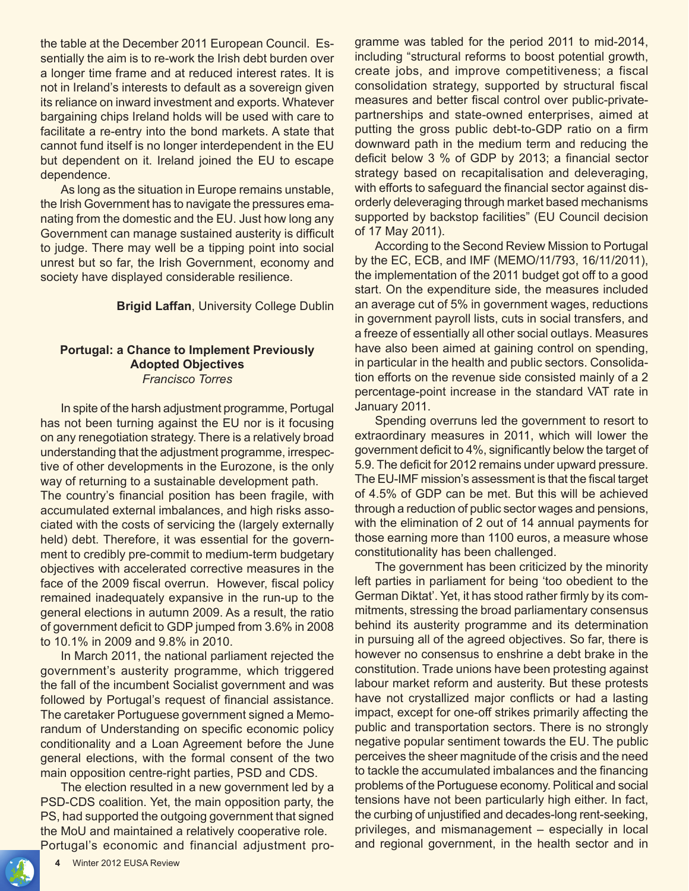the table at the December 2011 European Council. Essentially the aim is to re-work the Irish debt burden over a longer time frame and at reduced interest rates. It is not in Ireland's interests to default as a sovereign given its reliance on inward investment and exports. Whatever bargaining chips Ireland holds will be used with care to facilitate a re-entry into the bond markets. A state that cannot fund itself is no longer interdependent in the EU but dependent on it. Ireland joined the EU to escape dependence.

As long as the situation in Europe remains unstable, the Irish Government has to navigate the pressures emanating from the domestic and the EU. Just how long any Government can manage sustained austerity is difficult to judge. There may well be a tipping point into social unrest but so far, the Irish Government, economy and society have displayed considerable resilience.

**Brigid Laffan**, University College Dublin

### Portugal: a Chance to Implement Previously Adopted Objectives

*Francisco Torres*

In spite of the harsh adjustment programme, Portugal has not been turning against the EU nor is it focusing on any renegotiation strategy. There is a relatively broad understanding that the adjustment programme, irrespective of other developments in the Eurozone, is the only way of returning to a sustainable development path.

The country's financial position has been fragile, with accumulated external imbalances, and high risks associated with the costs of servicing the (largely externally held) debt. Therefore, it was essential for the government to credibly pre-commit to medium-term budgetary objectives with accelerated corrective measures in the face of the 2009 fiscal overrun. However, fiscal policy remained inadequately expansive in the run-up to the general elections in autumn 2009. As a result, the ratio of government deficit to GDP jumped from 3.6% in 2008 to 10.1% in 2009 and 9.8% in 2010.

In March 2011, the national parliament rejected the government's austerity programme, which triggered the fall of the incumbent Socialist government and was followed by Portugal's request of financial assistance. The caretaker Portuguese government signed a Memorandum of Understanding on specific economic policy conditionality and a Loan Agreement before the June general elections, with the formal consent of the two main opposition centre-right parties, PSD and CDS.

The election resulted in a new government led by a PSD-CDS coalition. Yet, the main opposition party, the PS, had supported the outgoing government that signed the MoU and maintained a relatively cooperative role. Portugal's economic and financial adjustment programme was tabled for the period 2011 to mid-2014, including "structural reforms to boost potential growth, create jobs, and improve competitiveness; a fiscal consolidation strategy, supported by structural fiscal measures and better fiscal control over public-private-partnerships and state-owned enterprises, aimed at putting the gross public debt-to-GDP ratio on a firm downward path in the medium term and reducing the deficit below 3 % of GDP by 2013; a financial sector strategy based on recapitalisation and deleveraging, with efforts to safeguard the financial sector against disorderly deleveraging through market based mechanisms supported by backstop facilities" (EU Council decision of 17 May 2011).

According to the Second Review Mission to Portugal by the EC, ECB, and IMF (MEMO/11/793, 16/11/2011), the implementation of the 2011 budget got off to a good start. On the expenditure side, the measures included an average cut of 5% in government wages, reductions in government payroll lists, cuts in social transfers, and a freeze of essentially all other social outlays. Measures have also been aimed at gaining control on spending, in particular in the health and public sectors. Consolidation efforts on the revenue side consisted mainly of a 2 percentage-point increase in the standard VAT rate in January 2011.

Spending overruns led the government to resort to extraordinary measures in 2011, which will lower the government deficit to 4%, significantly below the target of 5.9. The deficit for 2012 remains under upward pressure. The EU-IMF mission's assessment is that the fiscal target of 4.5% of GDP can be met. But this will be achieved through a reduction of public sector wages and pensions, with the elimination of 2 out of 14 annual payments for those earning more than 1100 euros, a measure whose constitutionality has been challenged.

The government has been criticized by the minority left parties in parliament for being 'too obedient to the German Diktat'. Yet, it has stood rather firmly by its commitments, stressing the broad parliamentary consensus behind its austerity programme and its determination in pursuing all of the agreed objectives. So far, there is however no consensus to enshrine a debt brake in the constitution. Trade unions have been protesting against labour market reform and austerity. But these protests have not crystallized major conflicts or had a lasting impact, except for one-off strikes primarily affecting the public and transportation sectors. There is no strongly negative popular sentiment towards the EU. The public perceives the sheer magnitude of the crisis and the need to tackle the accumulated imbalances and the financing problems of the Portuguese economy. Political and social tensions have not been particularly high either. In fact, the curbing of unjustified and decades-long rent-seeking, privileges, and mismanagement – especially in local and regional government, in the health sector and in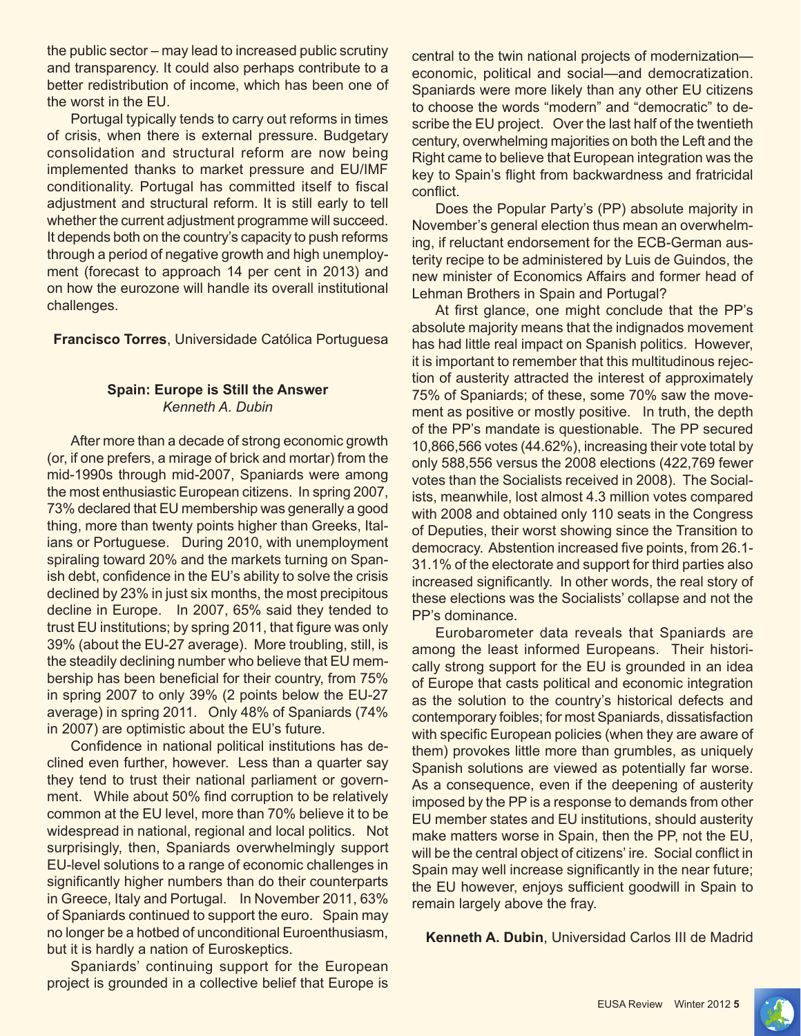the public sector – may lead to increased public scrutiny and transparency. It could also perhaps contribute to a better redistribution of income, which has been one of the worst in the EU.

Portugal typically tends to carry out reforms in times of crisis, when there is external pressure. Budgetary consolidation and structural reform are now being implemented thanks to market pressure and EU/IMF conditionality. Portugal has committed itself to fiscal adjustment and structural reform. It is still early to tell whether the current adjustment programme will succeed. It depends both on the country's capacity to push reforms through a period of negative growth and high unemployment (forecast to approach 14 per cent in 2013) and on how the eurozone will handle its overall institutional challenges.

**Francisco Torres**, Universidade Católica Portuguesa

### Spain: Europe is Still the Answer

*Kenneth A. Dubin*

After more than a decade of strong economic growth (or, if one prefers, a mirage of brick and mortar) from the mid-1990s through mid-2007, Spaniards were among the most enthusiastic European citizens. In spring 2007, 73% declared that EU membership was generally a good thing, more than twenty points higher than Greeks, Italians or Portuguese. During 2010, with unemployment spiraling toward 20% and the markets turning on Spanish debt, confidence in the EU's ability to solve the crisis declined by 23% in just six months, the most precipitous decline in Europe. In 2007, 65% said they tended to trust EU institutions; by spring 2011, that figure was only 39% (about the EU-27 average). More troubling, still, is the steadily declining number who believe that EU membership has been beneficial for their country, from 75% in spring 2007 to only 39% (2 points below the EU-27 average) in spring 2011. Only 48% of Spaniards (74% in 2007) are optimistic about the EU's future.

Confidence in national political institutions has declined even further, however. Less than a quarter say they tend to trust their national parliament or government. While about 50% find corruption to be relatively common at the EU level, more than 70% believe it to be widespread in national, regional and local politics. Not surprisingly, then, Spaniards overwhelmingly support EU-level solutions to a range of economic challenges in significantly higher numbers than do their counterparts in Greece, Italy and Portugal. In November 2011, 63% of Spaniards continued to support the euro. Spain may no longer be a hotbed of unconditional Euroenthusiasm, but it is hardly a nation of Euroskeptics.

Spaniards' continuing support for the European project is grounded in a collective belief that Europe is central to the twin national projects of modernization—economic, political and social—and democratization. Spaniards were more likely than any other EU citizens to choose the words "modern" and "democratic" to describe the EU project. Over the last half of the twentieth century, overwhelming majorities on both the Left and the Right came to believe that European integration was the key to Spain's flight from backwardness and fratricidal conflict.

Does the Popular Party's (PP) absolute majority in November's general election thus mean an overwhelming, if reluctant endorsement for the ECB-German austerity recipe to be administered by Luis de Guindos, the new minister of Economics Affairs and former head of Lehman Brothers in Spain and Portugal?

At first glance, one might conclude that the PP's absolute majority means that the indignados movement has had little real impact on Spanish politics. However, it is important to remember that this multitudinous rejection of austerity attracted the interest of approximately 75% of Spaniards; of these, some 70% saw the movement as positive or mostly positive. In truth, the depth of the PP's mandate is questionable. The PP secured 10,866,566 votes (44.62%), increasing their vote total by only 588,556 versus the 2008 elections (422,769 fewer votes than the Socialists received in 2008). The Socialists, meanwhile, lost almost 4.3 million votes compared with 2008 and obtained only 110 seats in the Congress of Deputies, their worst showing since the Transition to democracy. Abstention increased five points, from 26.1-31.1% of the electorate and support for third parties also increased significantly. In other words, the real story of these elections was the Socialists' collapse and not the PP's dominance.

Eurobarometer data reveals that Spaniards are among the least informed Europeans. Their historically strong support for the EU is grounded in an idea of Europe that casts political and economic integration as the solution to the country's historical defects and contemporary foibles; for most Spaniards, dissatisfaction with specific European policies (when they are aware of them) provokes little more than grumbles, as uniquely Spanish solutions are viewed as potentially far worse. As a consequence, even if the deepening of austerity imposed by the PP is a response to demands from other EU member states and EU institutions, should austerity make matters worse in Spain, then the PP, not the EU, will be the central object of citizens' ire. Social conflict in Spain may well increase significantly in the near future; the EU however, enjoys sufficient goodwill in Spain to remain largely above the fray.

**Kenneth A. Dubin**, Universidad Carlos III de Madrid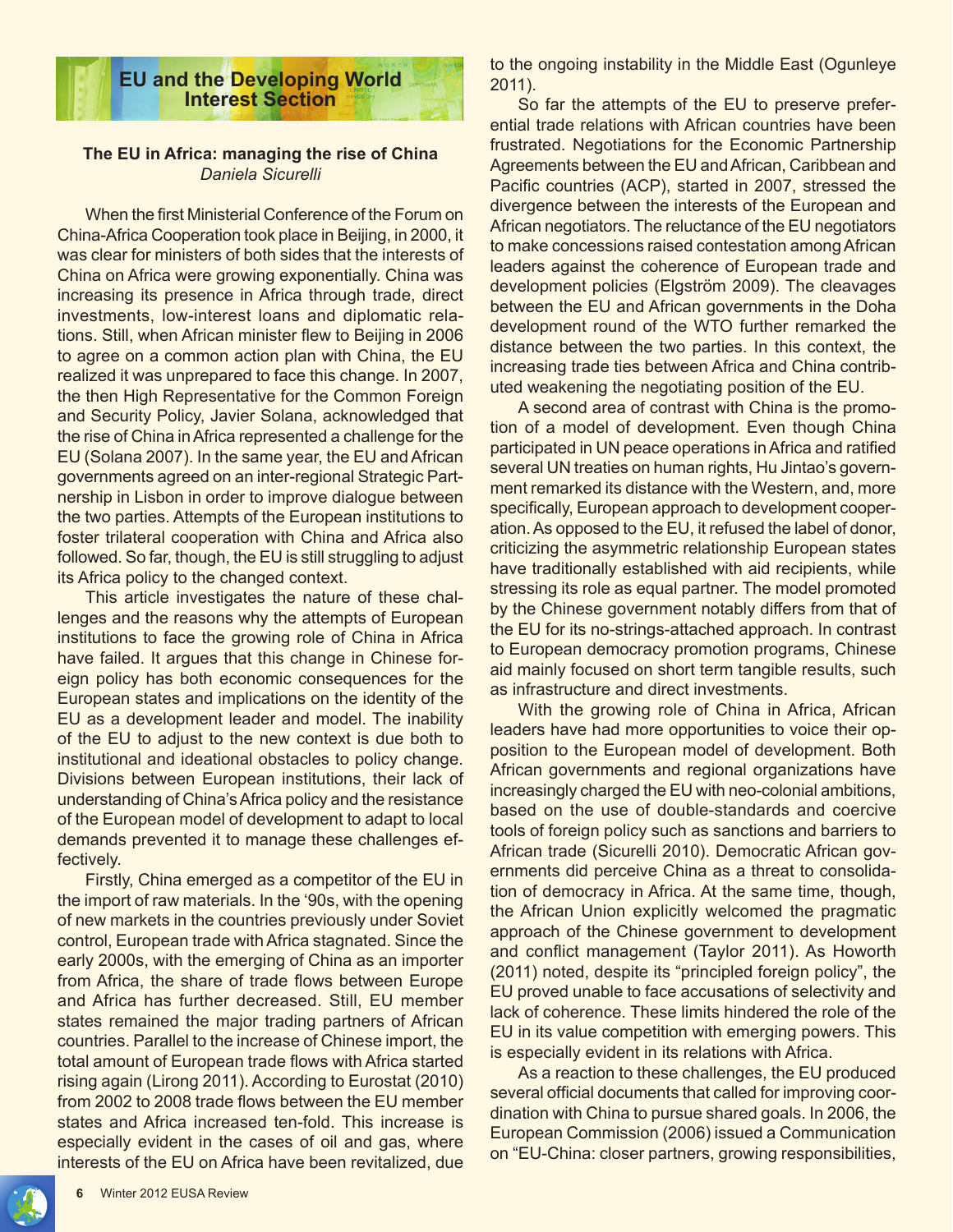## EU and the Developing World Interest Section

### The EU in Africa: managing the rise of China

*Daniela Sicurelli*

When the first Ministerial Conference of the Forum on China-Africa Cooperation took place in Beijing, in 2000, it was clear for ministers of both sides that the interests of China on Africa were growing exponentially. China was increasing its presence in Africa through trade, direct investments, low-interest loans and diplomatic relations. Still, when African minister flew to Beijing in 2006 to agree on a common action plan with China, the EU realized it was unprepared to face this change. In 2007, the then High Representative for the Common Foreign and Security Policy, Javier Solana, acknowledged that the rise of China in Africa represented a challenge for the EU (Solana 2007). In the same year, the EU and African governments agreed on an inter-regional Strategic Partnership in Lisbon in order to improve dialogue between the two parties. Attempts of the European institutions to foster trilateral cooperation with China and Africa also followed. So far, though, the EU is still struggling to adjust its Africa policy to the changed context.

This article investigates the nature of these challenges and the reasons why the attempts of European institutions to face the growing role of China in Africa have failed. It argues that this change in Chinese foreign policy has both economic consequences for the European states and implications on the identity of the EU as a development leader and model. The inability of the EU to adjust to the new context is due both to institutional and ideational obstacles to policy change. Divisions between European institutions, their lack of understanding of China's Africa policy and the resistance of the European model of development to adapt to local demands prevented it to manage these challenges effectively.

Firstly, China emerged as a competitor of the EU in the import of raw materials. In the '90s, with the opening of new markets in the countries previously under Soviet control, European trade with Africa stagnated. Since the early 2000s, with the emerging of China as an importer from Africa, the share of trade flows between Europe and Africa has further decreased. Still, EU member states remained the major trading partners of African countries. Parallel to the increase of Chinese import, the total amount of European trade flows with Africa started rising again (Lirong 2011). According to Eurostat (2010) from 2002 to 2008 trade flows between the EU member states and Africa increased ten-fold. This increase is especially evident in the cases of oil and gas, where interests of the EU on Africa have been revitalized, due to the ongoing instability in the Middle East (Ogunleye 2011).

So far the attempts of the EU to preserve preferential trade relations with African countries have been frustrated. Negotiations for the Economic Partnership Agreements between the EU and African, Caribbean and Pacific countries (ACP), started in 2007, stressed the divergence between the interests of the European and African negotiators. The reluctance of the EU negotiators to make concessions raised contestation among African leaders against the coherence of European trade and development policies (Elgström 2009). The cleavages between the EU and African governments in the Doha development round of the WTO further remarked the distance between the two parties. In this context, the increasing trade ties between Africa and China contributed weakening the negotiating position of the EU.

A second area of contrast with China is the promotion of a model of development. Even though China participated in UN peace operations in Africa and ratified several UN treaties on human rights, Hu Jintao's government remarked its distance with the Western, and, more specifically, European approach to development cooperation. As opposed to the EU, it refused the label of donor, criticizing the asymmetric relationship European states have traditionally established with aid recipients, while stressing its role as equal partner. The model promoted by the Chinese government notably differs from that of the EU for its no-strings-attached approach. In contrast to European democracy promotion programs, Chinese aid mainly focused on short term tangible results, such as infrastructure and direct investments.

With the growing role of China in Africa, African leaders have had more opportunities to voice their opposition to the European model of development. Both African governments and regional organizations have increasingly charged the EU with neo-colonial ambitions, based on the use of double-standards and coercive tools of foreign policy such as sanctions and barriers to African trade (Sicurelli 2010). Democratic African governments did perceive China as a threat to consolidation of democracy in Africa. At the same time, though, the African Union explicitly welcomed the pragmatic approach of the Chinese government to development and conflict management (Taylor 2011). As Howorth (2011) noted, despite its "principled foreign policy", the EU proved unable to face accusations of selectivity and lack of coherence. These limits hindered the role of the EU in its value competition with emerging powers. This is especially evident in its relations with Africa.

As a reaction to these challenges, the EU produced several official documents that called for improving coordination with China to pursue shared goals. In 2006, the European Commission (2006) issued a Communication on "EU-China: closer partners, growing responsibilities,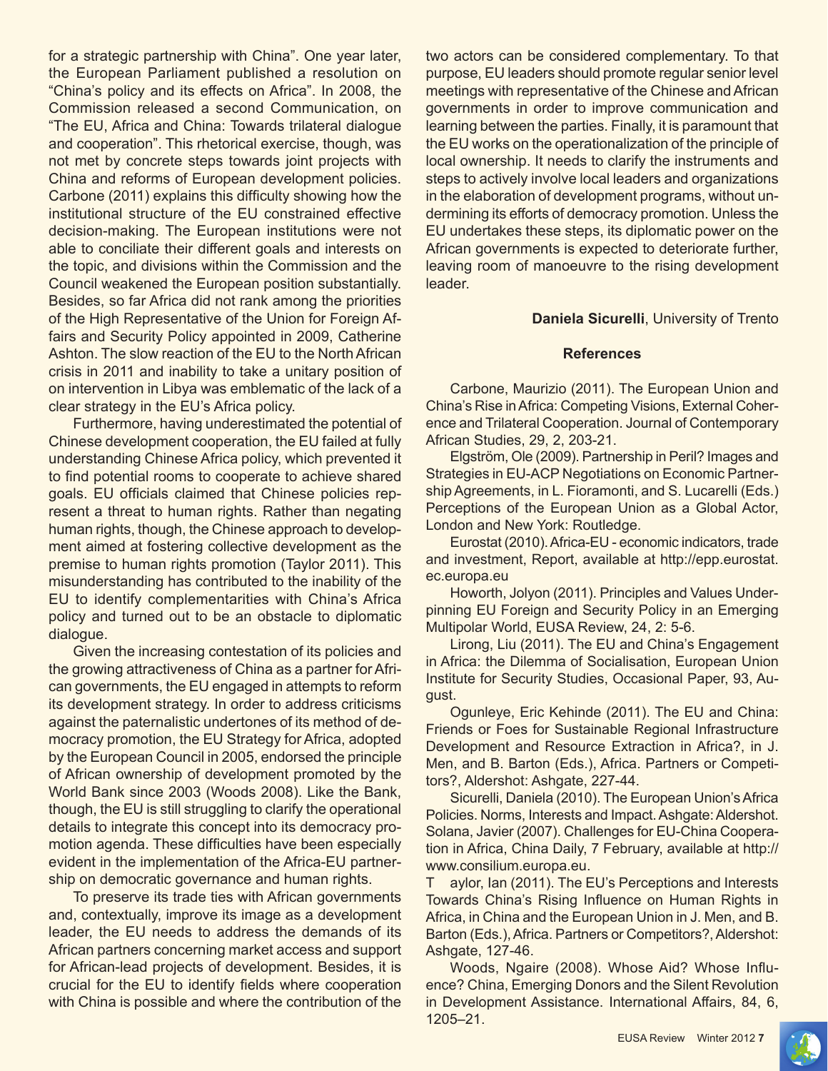for a strategic partnership with China". One year later, the European Parliament published a resolution on "China's policy and its effects on Africa". In 2008, the Commission released a second Communication, on "The EU, Africa and China: Towards trilateral dialogue and cooperation". This rhetorical exercise, though, was not met by concrete steps towards joint projects with China and reforms of European development policies. Carbone (2011) explains this difficulty showing how the institutional structure of the EU constrained effective decision-making. The European institutions were not able to conciliate their different goals and interests on the topic, and divisions within the Commission and the Council weakened the European position substantially. Besides, so far Africa did not rank among the priorities of the High Representative of the Union for Foreign Affairs and Security Policy appointed in 2009, Catherine Ashton. The slow reaction of the EU to the North African crisis in 2011 and inability to take a unitary position of on intervention in Libya was emblematic of the lack of a clear strategy in the EU's Africa policy.

Furthermore, having underestimated the potential of Chinese development cooperation, the EU failed at fully understanding Chinese Africa policy, which prevented it to find potential rooms to cooperate to achieve shared goals. EU officials claimed that Chinese policies represent a threat to human rights. Rather than negating human rights, though, the Chinese approach to development aimed at fostering collective development as the premise to human rights promotion (Taylor 2011). This misunderstanding has contributed to the inability of the EU to identify complementarities with China's Africa policy and turned out to be an obstacle to diplomatic dialogue.

Given the increasing contestation of its policies and the growing attractiveness of China as a partner for African governments, the EU engaged in attempts to reform its development strategy. In order to address criticisms against the paternalistic undertones of its method of democracy promotion, the EU Strategy for Africa, adopted by the European Council in 2005, endorsed the principle of African ownership of development promoted by the World Bank since 2003 (Woods 2008). Like the Bank, though, the EU is still struggling to clarify the operational details to integrate this concept into its democracy promotion agenda. These difficulties have been especially evident in the implementation of the Africa-EU partnership on democratic governance and human rights.

To preserve its trade ties with African governments and, contextually, improve its image as a development leader, the EU needs to address the demands of its African partners concerning market access and support for African-lead projects of development. Besides, it is crucial for the EU to identify fields where cooperation with China is possible and where the contribution of the two actors can be considered complementary. To that purpose, EU leaders should promote regular senior level meetings with representative of the Chinese and African governments in order to improve communication and learning between the parties. Finally, it is paramount that the EU works on the operationalization of the principle of local ownership. It needs to clarify the instruments and steps to actively involve local leaders and organizations in the elaboration of development programs, without undermining its efforts of democracy promotion. Unless the EU undertakes these steps, its diplomatic power on the African governments is expected to deteriorate further, leaving room of manoeuvre to the rising development leader.

**Daniela Sicurelli**, University of Trento

## References

Carbone, Maurizio (2011). The European Union and China's Rise in Africa: Competing Visions, External Coherence and Trilateral Cooperation. Journal of Contemporary African Studies, 29, 2, 203-21.

Elgström, Ole (2009). Partnership in Peril? Images and Strategies in EU-ACP Negotiations on Economic Partnership Agreements, in L. Fioramonti, and S. Lucarelli (Eds.) Perceptions of the European Union as a Global Actor, London and New York: Routledge.

Eurostat (2010). Africa-EU - economic indicators, trade and investment, Report, available at http://epp.eurostat.ec.europa.eu

Howorth, Jolyon (2011). Principles and Values Underpinning EU Foreign and Security Policy in an Emerging Multipolar World, EUSA Review, 24, 2: 5-6.

Lirong, Liu (2011). The EU and China's Engagement in Africa: the Dilemma of Socialisation, European Union Institute for Security Studies, Occasional Paper, 93, August.

Ogunleye, Eric Kehinde (2011). The EU and China: Friends or Foes for Sustainable Regional Infrastructure Development and Resource Extraction in Africa?, in J. Men, and B. Barton (Eds.), Africa. Partners or Competitors?, Aldershot: Ashgate, 227-44.

Sicurelli, Daniela (2010). The European Union's Africa Policies. Norms, Interests and Impact. Ashgate: Aldershot.

Solana, Javier (2007). Challenges for EU-China Cooperation in Africa, China Daily, 7 February, available at http://www.consilium.europa.eu.

Taylor, Ian (2011). The EU's Perceptions and Interests Towards China's Rising Influence on Human Rights in Africa, in China and the European Union in J. Men, and B. Barton (Eds.), Africa. Partners or Competitors?, Aldershot: Ashgate, 127-46.

Woods, Ngaire (2008). Whose Aid? Whose Influence? China, Emerging Donors and the Silent Revolution in Development Assistance. International Affairs, 84, 6, 1205–21.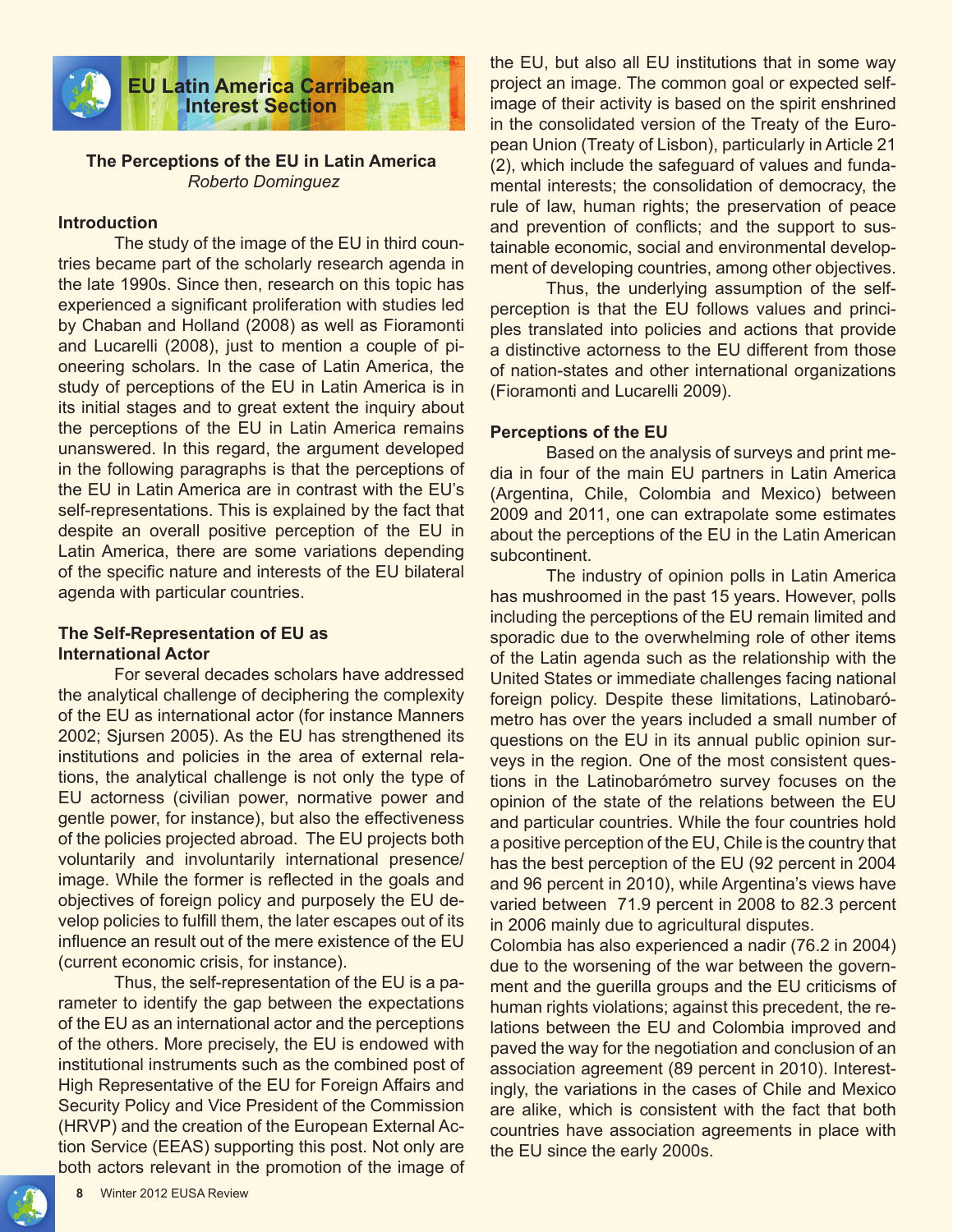## EU Latin America Carribean Interest Section

### The Perceptions of the EU in Latin America

*Roberto Dominguez*

#### Introduction

The study of the image of the EU in third countries became part of the scholarly research agenda in the late 1990s. Since then, research on this topic has experienced a significant proliferation with studies led by Chaban and Holland (2008) as well as Fioramonti and Lucarelli (2008), just to mention a couple of pioneering scholars. In the case of Latin America, the study of perceptions of the EU in Latin America is in its initial stages and to great extent the inquiry about the perceptions of the EU in Latin America remains unanswered. In this regard, the argument developed in the following paragraphs is that the perceptions of the EU in Latin America are in contrast with the EU's self-representations. This is explained by the fact that despite an overall positive perception of the EU in Latin America, there are some variations depending of the specific nature and interests of the EU bilateral agenda with particular countries.

#### The Self-Representation of EU as International Actor

For several decades scholars have addressed the analytical challenge of deciphering the complexity of the EU as international actor (for instance Manners 2002; Sjursen 2005). As the EU has strengthened its institutions and policies in the area of external relations, the analytical challenge is not only the type of EU actorness (civilian power, normative power and gentle power, for instance), but also the effectiveness of the policies projected abroad. The EU projects both voluntarily and involuntarily international presence/image. While the former is reflected in the goals and objectives of foreign policy and purposely the EU develop policies to fulfill them, the later escapes out of its influence an result out of the mere existence of the EU (current economic crisis, for instance).

Thus, the self-representation of the EU is a parameter to identify the gap between the expectations of the EU as an international actor and the perceptions of the others. More precisely, the EU is endowed with institutional instruments such as the combined post of High Representative of the EU for Foreign Affairs and Security Policy and Vice President of the Commission (HRVP) and the creation of the European External Action Service (EEAS) supporting this post. Not only are both actors relevant in the promotion of the image of the EU, but also all EU institutions that in some way project an image. The common goal or expected self-image of their activity is based on the spirit enshrined in the consolidated version of the Treaty of the European Union (Treaty of Lisbon), particularly in Article 21 (2), which include the safeguard of values and fundamental interests; the consolidation of democracy, the rule of law, human rights; the preservation of peace and prevention of conflicts; and the support to sustainable economic, social and environmental development of developing countries, among other objectives.

Thus, the underlying assumption of the self-perception is that the EU follows values and principles translated into policies and actions that provide a distinctive actorness to the EU different from those of nation-states and other international organizations (Fioramonti and Lucarelli 2009).

#### Perceptions of the EU

Based on the analysis of surveys and print media in four of the main EU partners in Latin America (Argentina, Chile, Colombia and Mexico) between 2009 and 2011, one can extrapolate some estimates about the perceptions of the EU in the Latin American subcontinent.

The industry of opinion polls in Latin America has mushroomed in the past 15 years. However, polls including the perceptions of the EU remain limited and sporadic due to the overwhelming role of other items of the Latin agenda such as the relationship with the United States or immediate challenges facing national foreign policy. Despite these limitations, Latinobarómetro has over the years included a small number of questions on the EU in its annual public opinion surveys in the region. One of the most consistent questions in the Latinobarómetro survey focuses on the opinion of the state of the relations between the EU and particular countries. While the four countries hold a positive perception of the EU, Chile is the country that has the best perception of the EU (92 percent in 2004 and 96 percent in 2010), while Argentina's views have varied between 71.9 percent in 2008 to 82.3 percent in 2006 mainly due to agricultural disputes.

Colombia has also experienced a nadir (76.2 in 2004) due to the worsening of the war between the government and the guerilla groups and the EU criticisms of human rights violations; against this precedent, the relations between the EU and Colombia improved and paved the way for the negotiation and conclusion of an association agreement (89 percent in 2010). Interestingly, the variations in the cases of Chile and Mexico are alike, which is consistent with the fact that both countries have association agreements in place with the EU since the early 2000s.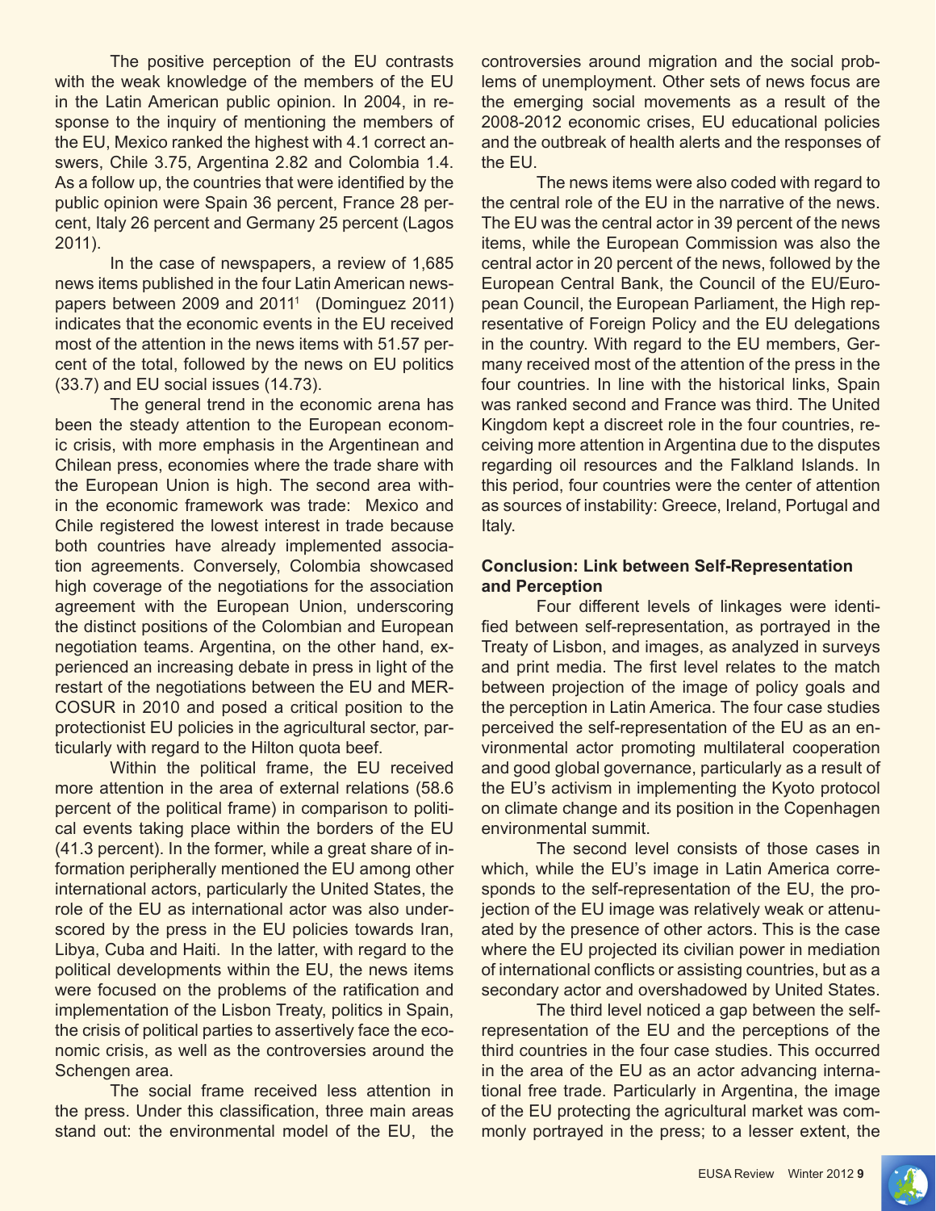The positive perception of the EU contrasts with the weak knowledge of the members of the EU in the Latin American public opinion. In 2004, in response to the inquiry of mentioning the members of the EU, Mexico ranked the highest with 4.1 correct answers, Chile 3.75, Argentina 2.82 and Colombia 1.4. As a follow up, the countries that were identified by the public opinion were Spain 36 percent, France 28 percent, Italy 26 percent and Germany 25 percent (Lagos 2011).

In the case of newspapers, a review of 1,685 news items published in the four Latin American newspapers between 2009 and 2011[1] (Dominguez 2011) indicates that the economic events in the EU received most of the attention in the news items with 51.57 percent of the total, followed by the news on EU politics (33.7) and EU social issues (14.73).

The general trend in the economic arena has been the steady attention to the European economic crisis, with more emphasis in the Argentinean and Chilean press, economies where the trade share with the European Union is high. The second area within the economic framework was trade: Mexico and Chile registered the lowest interest in trade because both countries have already implemented association agreements. Conversely, Colombia showcased high coverage of the negotiations for the association agreement with the European Union, underscoring the distinct positions of the Colombian and European negotiation teams. Argentina, on the other hand, experienced an increasing debate in press in light of the restart of the negotiations between the EU and MERCOSUR in 2010 and posed a critical position to the protectionist EU policies in the agricultural sector, particularly with regard to the Hilton quota beef.

Within the political frame, the EU received more attention in the area of external relations (58.6 percent of the political frame) in comparison to political events taking place within the borders of the EU (41.3 percent). In the former, while a great share of information peripherally mentioned the EU among other international actors, particularly the United States, the role of the EU as international actor was also underscored by the press in the EU policies towards Iran, Libya, Cuba and Haiti. In the latter, with regard to the political developments within the EU, the news items were focused on the problems of the ratification and implementation of the Lisbon Treaty, politics in Spain, the crisis of political parties to assertively face the economic crisis, as well as the controversies around the Schengen area.

The social frame received less attention in the press. Under this classification, three main areas stand out: the environmental model of the EU, the controversies around migration and the social problems of unemployment. Other sets of news focus are the emerging social movements as a result of the 2008-2012 economic crises, EU educational policies and the outbreak of health alerts and the responses of the EU.

The news items were also coded with regard to the central role of the EU in the narrative of the news. The EU was the central actor in 39 percent of the news items, while the European Commission was also the central actor in 20 percent of the news, followed by the European Central Bank, the Council of the EU/European Council, the European Parliament, the High representative of Foreign Policy and the EU delegations in the country. With regard to the EU members, Germany received most of the attention of the press in the four countries. In line with the historical links, Spain was ranked second and France was third. The United Kingdom kept a discreet role in the four countries, receiving more attention in Argentina due to the disputes regarding oil resources and the Falkland Islands. In this period, four countries were the center of attention as sources of instability: Greece, Ireland, Portugal and Italy.

### Conclusion: Link between Self-Representation and Perception

Four different levels of linkages were identified between self-representation, as portrayed in the Treaty of Lisbon, and images, as analyzed in surveys and print media. The first level relates to the match between projection of the image of policy goals and the perception in Latin America. The four case studies perceived the self-representation of the EU as an environmental actor promoting multilateral cooperation and good global governance, particularly as a result of the EU's activism in implementing the Kyoto protocol on climate change and its position in the Copenhagen environmental summit.

The second level consists of those cases in which, while the EU's image in Latin America corresponds to the self-representation of the EU, the projection of the EU image was relatively weak or attenuated by the presence of other actors. This is the case where the EU projected its civilian power in mediation of international conflicts or assisting countries, but as a secondary actor and overshadowed by United States.

The third level noticed a gap between the self-representation of the EU and the perceptions of the third countries in the four case studies. This occurred in the area of the EU as an actor advancing international free trade. Particularly in Argentina, the image of the EU protecting the agricultural market was commonly portrayed in the press; to a lesser extent, the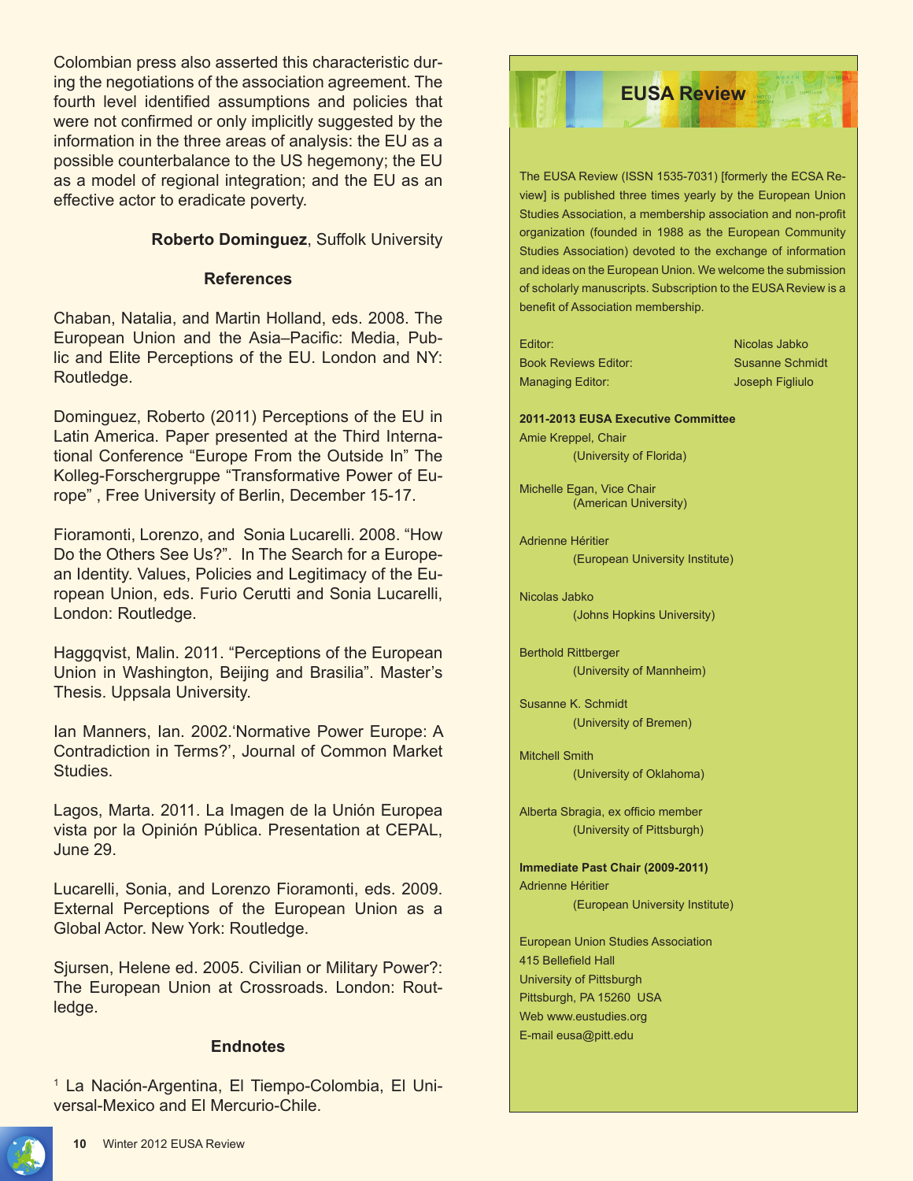Colombian press also asserted this characteristic during the negotiations of the association agreement. The fourth level identified assumptions and policies that were not confirmed or only implicitly suggested by the information in the three areas of analysis: the EU as a possible counterbalance to the US hegemony; the EU as a model of regional integration; and the EU as an effective actor to eradicate poverty.

**Roberto Dominguez**, Suffolk University

### References

Chaban, Natalia, and Martin Holland, eds. 2008. The European Union and the Asia–Pacific: Media, Public and Elite Perceptions of the EU. London and NY: Routledge.

Dominguez, Roberto (2011) Perceptions of the EU in Latin America. Paper presented at the Third International Conference "Europe From the Outside In" The Kolleg-Forschergruppe "Transformative Power of Europe" , Free University of Berlin, December 15-17.

Fioramonti, Lorenzo, and Sonia Lucarelli. 2008. "How Do the Others See Us?". In The Search for a European Identity. Values, Policies and Legitimacy of the European Union, eds. Furio Cerutti and Sonia Lucarelli, London: Routledge.

Haggqvist, Malin. 2011. "Perceptions of the European Union in Washington, Beijing and Brasilia". Master's Thesis. Uppsala University.

Ian Manners, Ian. 2002.'Normative Power Europe: A Contradiction in Terms?', Journal of Common Market Studies.

Lagos, Marta. 2011. La Imagen de la Unión Europea vista por la Opinión Pública. Presentation at CEPAL, June 29.

Lucarelli, Sonia, and Lorenzo Fioramonti, eds. 2009. External Perceptions of the European Union as a Global Actor. New York: Routledge.

Sjursen, Helene ed. 2005. Civilian or Military Power?: The European Union at Crossroads. London: Routledge.

### Endnotes

[1] La Nación-Argentina, El Tiempo-Colombia, El Universal-Mexico and El Mercurio-Chile.

## EUSA Review

The EUSA Review (ISSN 1535-7031) [formerly the ECSA Review] is published three times yearly by the European Union Studies Association, a membership association and non-profit organization (founded in 1988 as the European Community Studies Association) devoted to the exchange of information and ideas on the European Union. We welcome the submission of scholarly manuscripts. Subscription to the EUSA Review is a benefit of Association membership.

| | |
|---|---|
| Editor: | Nicolas Jabko |
| Book Reviews Editor: | Susanne Schmidt |
| Managing Editor: | Joseph Figliulo |

**2011-2013 EUSA Executive Committee**

Amie Kreppel, Chair
(University of Florida)

Michelle Egan, Vice Chair
(American University)

Adrienne Héritier
(European University Institute)

Nicolas Jabko
(Johns Hopkins University)

Berthold Rittberger
(University of Mannheim)

Susanne K. Schmidt
(University of Bremen)

Mitchell Smith
(University of Oklahoma)

Alberta Sbragia, ex officio member
(University of Pittsburgh)

**Immediate Past Chair (2009-2011)**

Adrienne Héritier
(European University Institute)

European Union Studies Association
415 Bellefield Hall
University of Pittsburgh
Pittsburgh, PA 15260 USA
Web www.eustudies.org
E-mail eusa@pitt.edu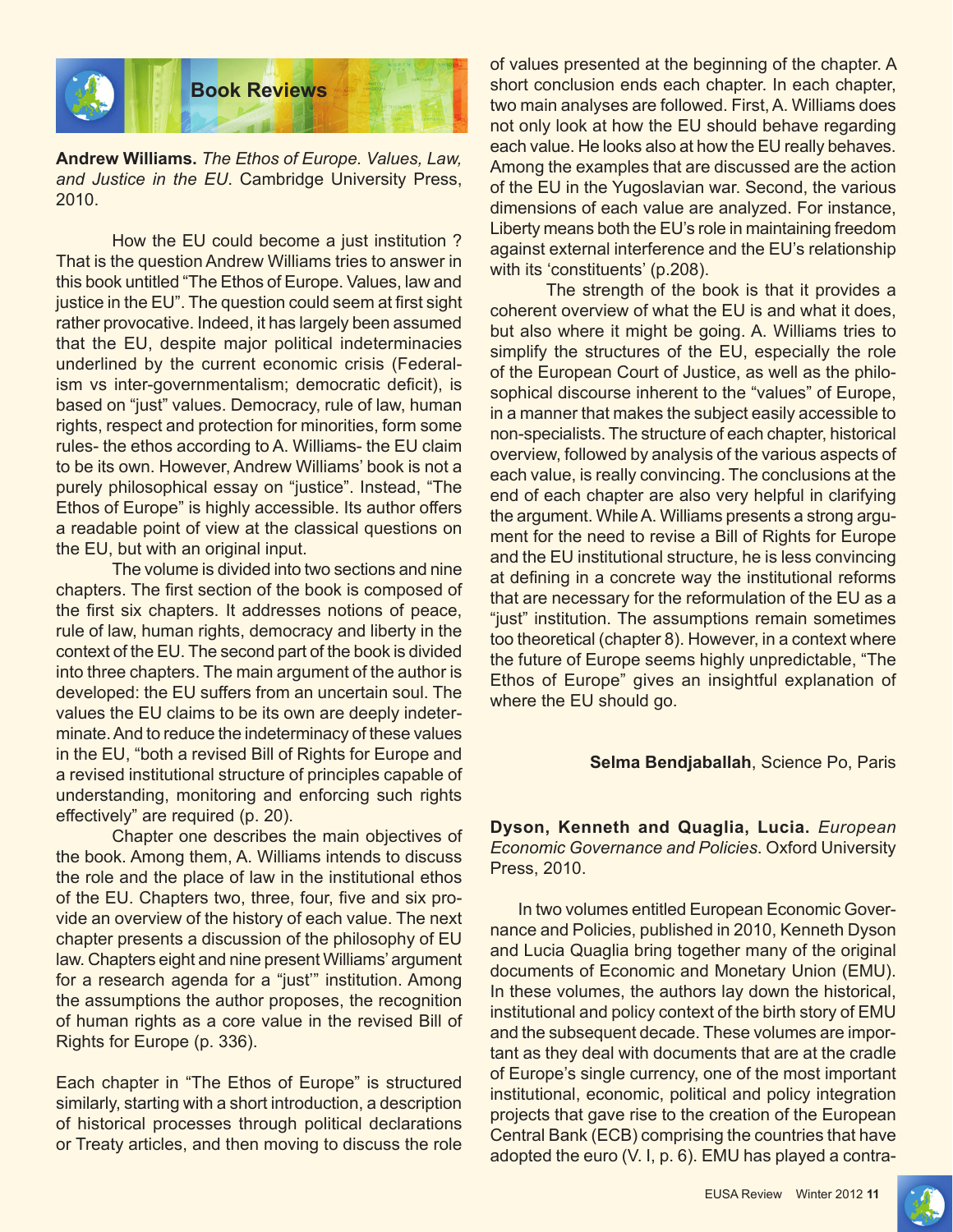# Book Reviews

**Andrew Williams.** *The Ethos of Europe. Values, Law, and Justice in the EU*. Cambridge University Press, 2010.

How the EU could become a just institution ? That is the question Andrew Williams tries to answer in this book untitled "The Ethos of Europe. Values, law and justice in the EU". The question could seem at first sight rather provocative. Indeed, it has largely been assumed that the EU, despite major political indeterminacies underlined by the current economic crisis (Federalism vs inter-governmentalism; democratic deficit), is based on "just" values. Democracy, rule of law, human rights, respect and protection for minorities, form some rules- the ethos according to A. Williams- the EU claim to be its own. However, Andrew Williams' book is not a purely philosophical essay on "justice". Instead, "The Ethos of Europe" is highly accessible. Its author offers a readable point of view at the classical questions on the EU, but with an original input.

The volume is divided into two sections and nine chapters. The first section of the book is composed of the first six chapters. It addresses notions of peace, rule of law, human rights, democracy and liberty in the context of the EU. The second part of the book is divided into three chapters. The main argument of the author is developed: the EU suffers from an uncertain soul. The values the EU claims to be its own are deeply indeterminate. And to reduce the indeterminacy of these values in the EU, "both a revised Bill of Rights for Europe and a revised institutional structure of principles capable of understanding, monitoring and enforcing such rights effectively" are required (p. 20).

Chapter one describes the main objectives of the book. Among them, A. Williams intends to discuss the role and the place of law in the institutional ethos of the EU. Chapters two, three, four, five and six provide an overview of the history of each value. The next chapter presents a discussion of the philosophy of EU law. Chapters eight and nine present Williams' argument for a research agenda for a "just'" institution. Among the assumptions the author proposes, the recognition of human rights as a core value in the revised Bill of Rights for Europe (p. 336).

Each chapter in "The Ethos of Europe" is structured similarly, starting with a short introduction, a description of historical processes through political declarations or Treaty articles, and then moving to discuss the role of values presented at the beginning of the chapter. A short conclusion ends each chapter. In each chapter, two main analyses are followed. First, A. Williams does not only look at how the EU should behave regarding each value. He looks also at how the EU really behaves. Among the examples that are discussed are the action of the EU in the Yugoslavian war. Second, the various dimensions of each value are analyzed. For instance, Liberty means both the EU's role in maintaining freedom against external interference and the EU's relationship with its 'constituents' (p.208).

The strength of the book is that it provides a coherent overview of what the EU is and what it does, but also where it might be going. A. Williams tries to simplify the structures of the EU, especially the role of the European Court of Justice, as well as the philosophical discourse inherent to the "values" of Europe, in a manner that makes the subject easily accessible to non-specialists. The structure of each chapter, historical overview, followed by analysis of the various aspects of each value, is really convincing. The conclusions at the end of each chapter are also very helpful in clarifying the argument. While A. Williams presents a strong argument for the need to revise a Bill of Rights for Europe and the EU institutional structure, he is less convincing at defining in a concrete way the institutional reforms that are necessary for the reformulation of the EU as a "just" institution. The assumptions remain sometimes too theoretical (chapter 8). However, in a context where the future of Europe seems highly unpredictable, "The Ethos of Europe" gives an insightful explanation of where the EU should go.

**Selma Bendjaballah**, Science Po, Paris

**Dyson, Kenneth and Quaglia, Lucia.** *European Economic Governance and Policies*. Oxford University Press, 2010.

In two volumes entitled European Economic Governance and Policies, published in 2010, Kenneth Dyson and Lucia Quaglia bring together many of the original documents of Economic and Monetary Union (EMU). In these volumes, the authors lay down the historical, institutional and policy context of the birth story of EMU and the subsequent decade. These volumes are important as they deal with documents that are at the cradle of Europe's single currency, one of the most important institutional, economic, political and policy integration projects that gave rise to the creation of the European Central Bank (ECB) comprising the countries that have adopted the euro (V. I, p. 6). EMU has played a contra-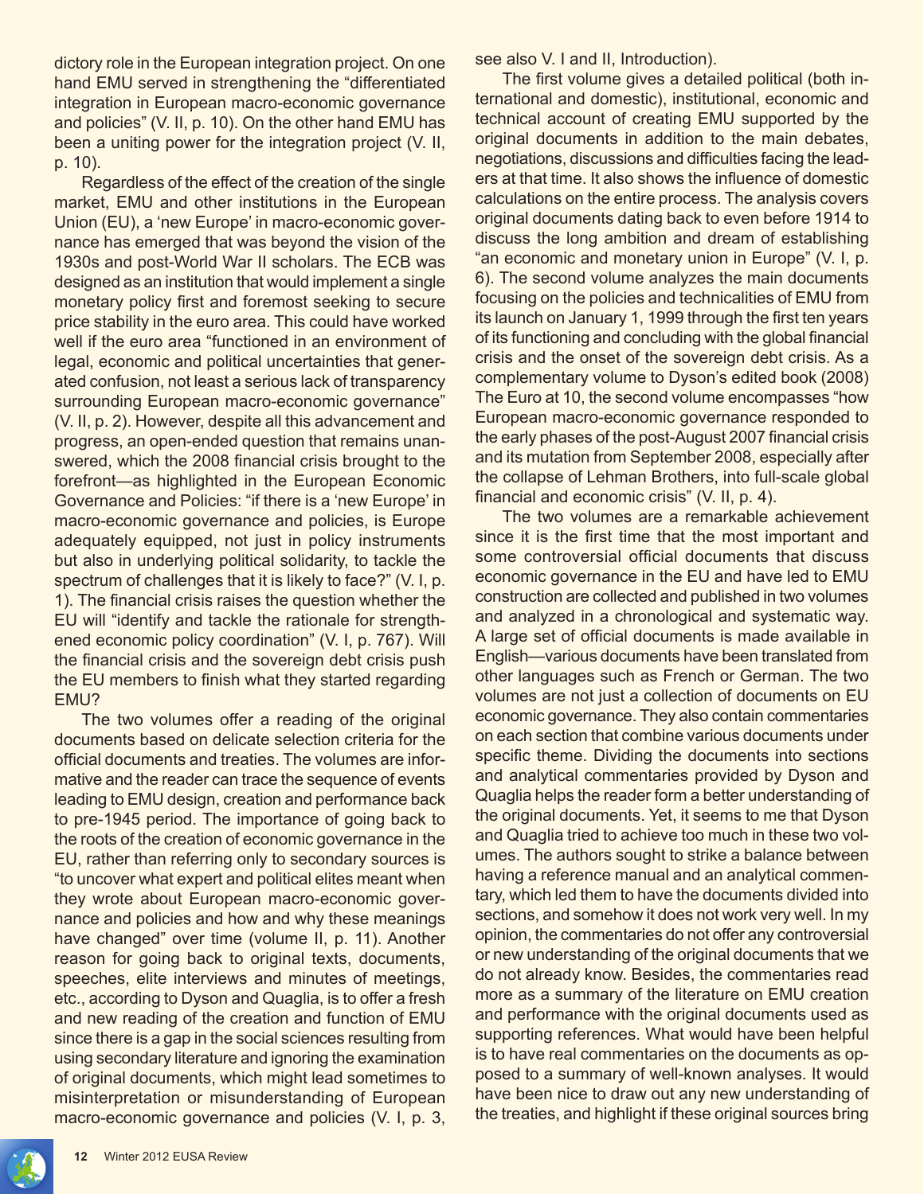dictory role in the European integration project. On one hand EMU served in strengthening the "differentiated integration in European macro-economic governance and policies" (V. II, p. 10). On the other hand EMU has been a uniting power for the integration project (V. II, p. 10).

Regardless of the effect of the creation of the single market, EMU and other institutions in the European Union (EU), a 'new Europe' in macro-economic governance has emerged that was beyond the vision of the 1930s and post-World War II scholars. The ECB was designed as an institution that would implement a single monetary policy first and foremost seeking to secure price stability in the euro area. This could have worked well if the euro area "functioned in an environment of legal, economic and political uncertainties that generated confusion, not least a serious lack of transparency surrounding European macro-economic governance" (V. II, p. 2). However, despite all this advancement and progress, an open-ended question that remains unanswered, which the 2008 financial crisis brought to the forefront—as highlighted in the European Economic Governance and Policies: "if there is a 'new Europe' in macro-economic governance and policies, is Europe adequately equipped, not just in policy instruments but also in underlying political solidarity, to tackle the spectrum of challenges that it is likely to face?" (V. I, p. 1). The financial crisis raises the question whether the EU will "identify and tackle the rationale for strengthened economic policy coordination" (V. I, p. 767). Will the financial crisis and the sovereign debt crisis push the EU members to finish what they started regarding EMU?

The two volumes offer a reading of the original documents based on delicate selection criteria for the official documents and treaties. The volumes are informative and the reader can trace the sequence of events leading to EMU design, creation and performance back to pre-1945 period. The importance of going back to the roots of the creation of economic governance in the EU, rather than referring only to secondary sources is "to uncover what expert and political elites meant when they wrote about European macro-economic governance and policies and how and why these meanings have changed" over time (volume II, p. 11). Another reason for going back to original texts, documents, speeches, elite interviews and minutes of meetings, etc., according to Dyson and Quaglia, is to offer a fresh and new reading of the creation and function of EMU since there is a gap in the social sciences resulting from using secondary literature and ignoring the examination of original documents, which might lead sometimes to misinterpretation or misunderstanding of European macro-economic governance and policies (V. I, p. 3, see also V. I and II, Introduction).

The first volume gives a detailed political (both international and domestic), institutional, economic and technical account of creating EMU supported by the original documents in addition to the main debates, negotiations, discussions and difficulties facing the leaders at that time. It also shows the influence of domestic calculations on the entire process. The analysis covers original documents dating back to even before 1914 to discuss the long ambition and dream of establishing "an economic and monetary union in Europe" (V. I, p. 6). The second volume analyzes the main documents focusing on the policies and technicalities of EMU from its launch on January 1, 1999 through the first ten years of its functioning and concluding with the global financial crisis and the onset of the sovereign debt crisis. As a complementary volume to Dyson's edited book (2008) The Euro at 10, the second volume encompasses "how European macro-economic governance responded to the early phases of the post-August 2007 financial crisis and its mutation from September 2008, especially after the collapse of Lehman Brothers, into full-scale global financial and economic crisis" (V. II, p. 4).

The two volumes are a remarkable achievement since it is the first time that the most important and some controversial official documents that discuss economic governance in the EU and have led to EMU construction are collected and published in two volumes and analyzed in a chronological and systematic way. A large set of official documents is made available in English—various documents have been translated from other languages such as French or German. The two volumes are not just a collection of documents on EU economic governance. They also contain commentaries on each section that combine various documents under specific theme. Dividing the documents into sections and analytical commentaries provided by Dyson and Quaglia helps the reader form a better understanding of the original documents. Yet, it seems to me that Dyson and Quaglia tried to achieve too much in these two volumes. The authors sought to strike a balance between having a reference manual and an analytical commentary, which led them to have the documents divided into sections, and somehow it does not work very well. In my opinion, the commentaries do not offer any controversial or new understanding of the original documents that we do not already know. Besides, the commentaries read more as a summary of the literature on EMU creation and performance with the original documents used as supporting references. What would have been helpful is to have real commentaries on the documents as opposed to a summary of well-known analyses. It would have been nice to draw out any new understanding of the treaties, and highlight if these original sources bring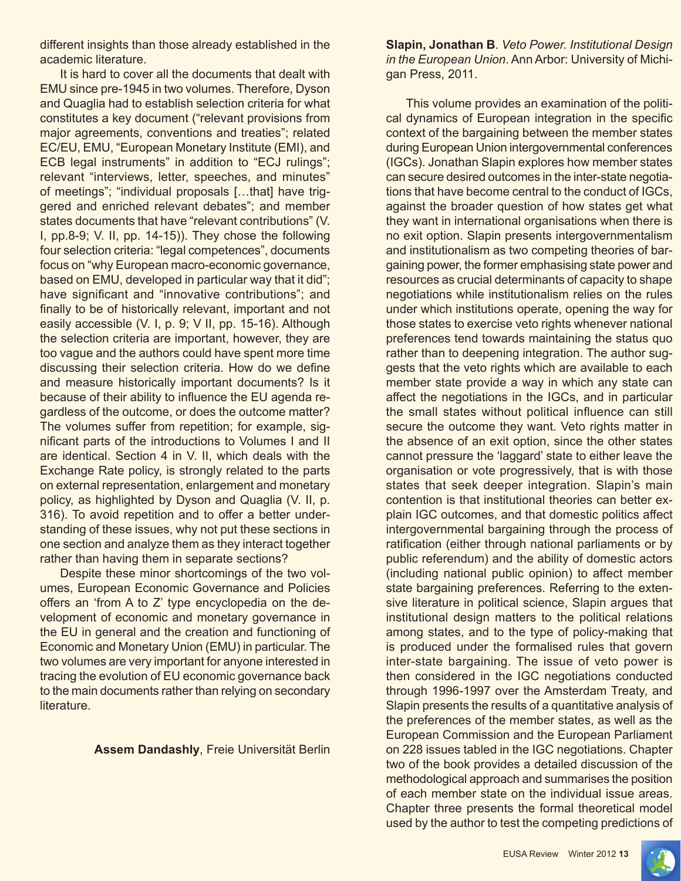different insights than those already established in the academic literature.

It is hard to cover all the documents that dealt with EMU since pre-1945 in two volumes. Therefore, Dyson and Quaglia had to establish selection criteria for what constitutes a key document ("relevant provisions from major agreements, conventions and treaties"; related EC/EU, EMU, "European Monetary Institute (EMI), and ECB legal instruments" in addition to "ECJ rulings"; relevant "interviews, letter, speeches, and minutes" of meetings"; "individual proposals […that] have triggered and enriched relevant debates"; and member states documents that have "relevant contributions" (V. I, pp.8-9; V. II, pp. 14-15)). They chose the following four selection criteria: "legal competences", documents focus on "why European macro-economic governance, based on EMU, developed in particular way that it did"; have significant and "innovative contributions"; and finally to be of historically relevant, important and not easily accessible (V. I, p. 9; V II, pp. 15-16). Although the selection criteria are important, however, they are too vague and the authors could have spent more time discussing their selection criteria. How do we define and measure historically important documents? Is it because of their ability to influence the EU agenda regardless of the outcome, or does the outcome matter? The volumes suffer from repetition; for example, significant parts of the introductions to Volumes I and II are identical. Section 4 in V. II, which deals with the Exchange Rate policy, is strongly related to the parts on external representation, enlargement and monetary policy, as highlighted by Dyson and Quaglia (V. II, p. 316). To avoid repetition and to offer a better understanding of these issues, why not put these sections in one section and analyze them as they interact together rather than having them in separate sections?

Despite these minor shortcomings of the two volumes, European Economic Governance and Policies offers an 'from A to Z' type encyclopedia on the development of economic and monetary governance in the EU in general and the creation and functioning of Economic and Monetary Union (EMU) in particular. The two volumes are very important for anyone interested in tracing the evolution of EU economic governance back to the main documents rather than relying on secondary literature.

**Assem Dandashly**, Freie Universität Berlin

**Slapin, Jonathan B**. *Veto Power. Institutional Design in the European Union*. Ann Arbor: University of Michigan Press, 2011.

This volume provides an examination of the political dynamics of European integration in the specific context of the bargaining between the member states during European Union intergovernmental conferences (IGCs). Jonathan Slapin explores how member states can secure desired outcomes in the inter-state negotiations that have become central to the conduct of IGCs, against the broader question of how states get what they want in international organisations when there is no exit option. Slapin presents intergovernmentalism and institutionalism as two competing theories of bargaining power, the former emphasising state power and resources as crucial determinants of capacity to shape negotiations while institutionalism relies on the rules under which institutions operate, opening the way for those states to exercise veto rights whenever national preferences tend towards maintaining the status quo rather than to deepening integration. The author suggests that the veto rights which are available to each member state provide a way in which any state can affect the negotiations in the IGCs, and in particular the small states without political influence can still secure the outcome they want. Veto rights matter in the absence of an exit option, since the other states cannot pressure the 'laggard' state to either leave the organisation or vote progressively, that is with those states that seek deeper integration. Slapin's main contention is that institutional theories can better explain IGC outcomes, and that domestic politics affect intergovernmental bargaining through the process of ratification (either through national parliaments or by public referendum) and the ability of domestic actors (including national public opinion) to affect member state bargaining preferences. Referring to the extensive literature in political science, Slapin argues that institutional design matters to the political relations among states, and to the type of policy-making that is produced under the formalised rules that govern inter-state bargaining. The issue of veto power is then considered in the IGC negotiations conducted through 1996-1997 over the Amsterdam Treaty, and Slapin presents the results of a quantitative analysis of the preferences of the member states, as well as the European Commission and the European Parliament on 228 issues tabled in the IGC negotiations. Chapter two of the book provides a detailed discussion of the methodological approach and summarises the position of each member state on the individual issue areas. Chapter three presents the formal theoretical model used by the author to test the competing predictions of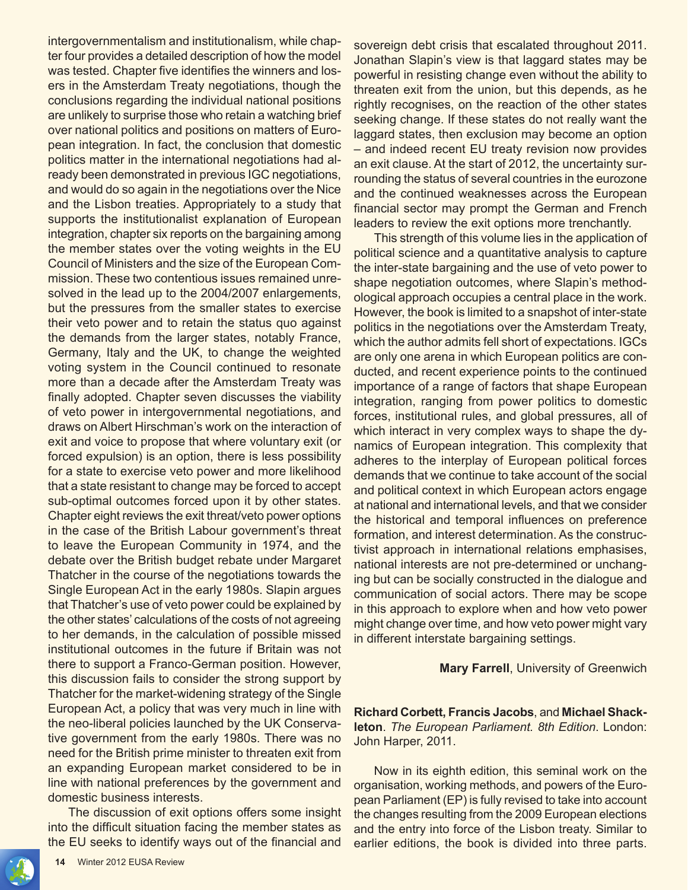intergovernmentalism and institutionalism, while chapter four provides a detailed description of how the model was tested. Chapter five identifies the winners and losers in the Amsterdam Treaty negotiations, though the conclusions regarding the individual national positions are unlikely to surprise those who retain a watching brief over national politics and positions on matters of European integration. In fact, the conclusion that domestic politics matter in the international negotiations had already been demonstrated in previous IGC negotiations, and would do so again in the negotiations over the Nice and the Lisbon treaties. Appropriately to a study that supports the institutionalist explanation of European integration, chapter six reports on the bargaining among the member states over the voting weights in the EU Council of Ministers and the size of the European Commission. These two contentious issues remained unresolved in the lead up to the 2004/2007 enlargements, but the pressures from the smaller states to exercise their veto power and to retain the status quo against the demands from the larger states, notably France, Germany, Italy and the UK, to change the weighted voting system in the Council continued to resonate more than a decade after the Amsterdam Treaty was finally adopted. Chapter seven discusses the viability of veto power in intergovernmental negotiations, and draws on Albert Hirschman's work on the interaction of exit and voice to propose that where voluntary exit (or forced expulsion) is an option, there is less possibility for a state to exercise veto power and more likelihood that a state resistant to change may be forced to accept sub-optimal outcomes forced upon it by other states. Chapter eight reviews the exit threat/veto power options in the case of the British Labour government's threat to leave the European Community in 1974, and the debate over the British budget rebate under Margaret Thatcher in the course of the negotiations towards the Single European Act in the early 1980s. Slapin argues that Thatcher's use of veto power could be explained by the other states' calculations of the costs of not agreeing to her demands, in the calculation of possible missed institutional outcomes in the future if Britain was not there to support a Franco-German position. However, this discussion fails to consider the strong support by Thatcher for the market-widening strategy of the Single European Act, a policy that was very much in line with the neo-liberal policies launched by the UK Conservative government from the early 1980s. There was no need for the British prime minister to threaten exit from an expanding European market considered to be in line with national preferences by the government and domestic business interests.

The discussion of exit options offers some insight into the difficult situation facing the member states as the EU seeks to identify ways out of the financial and sovereign debt crisis that escalated throughout 2011. Jonathan Slapin's view is that laggard states may be powerful in resisting change even without the ability to threaten exit from the union, but this depends, as he rightly recognises, on the reaction of the other states seeking change. If these states do not really want the laggard states, then exclusion may become an option – and indeed recent EU treaty revision now provides an exit clause. At the start of 2012, the uncertainty surrounding the status of several countries in the eurozone and the continued weaknesses across the European financial sector may prompt the German and French leaders to review the exit options more trenchantly.

This strength of this volume lies in the application of political science and a quantitative analysis to capture the inter-state bargaining and the use of veto power to shape negotiation outcomes, where Slapin's methodological approach occupies a central place in the work. However, the book is limited to a snapshot of inter-state politics in the negotiations over the Amsterdam Treaty, which the author admits fell short of expectations. IGCs are only one arena in which European politics are conducted, and recent experience points to the continued importance of a range of factors that shape European integration, ranging from power politics to domestic forces, institutional rules, and global pressures, all of which interact in very complex ways to shape the dynamics of European integration. This complexity that adheres to the interplay of European political forces demands that we continue to take account of the social and political context in which European actors engage at national and international levels, and that we consider the historical and temporal influences on preference formation, and interest determination. As the constructivist approach in international relations emphasises, national interests are not pre-determined or unchanging but can be socially constructed in the dialogue and communication of social actors. There may be scope in this approach to explore when and how veto power might change over time, and how veto power might vary in different interstate bargaining settings.

**Mary Farrell**, University of Greenwich

**Richard Corbett, Francis Jacobs**, and **Michael Shackleton**. *The European Parliament. 8th Edition*. London: John Harper, 2011.

Now in its eighth edition, this seminal work on the organisation, working methods, and powers of the European Parliament (EP) is fully revised to take into account the changes resulting from the 2009 European elections and the entry into force of the Lisbon treaty. Similar to earlier editions, the book is divided into three parts.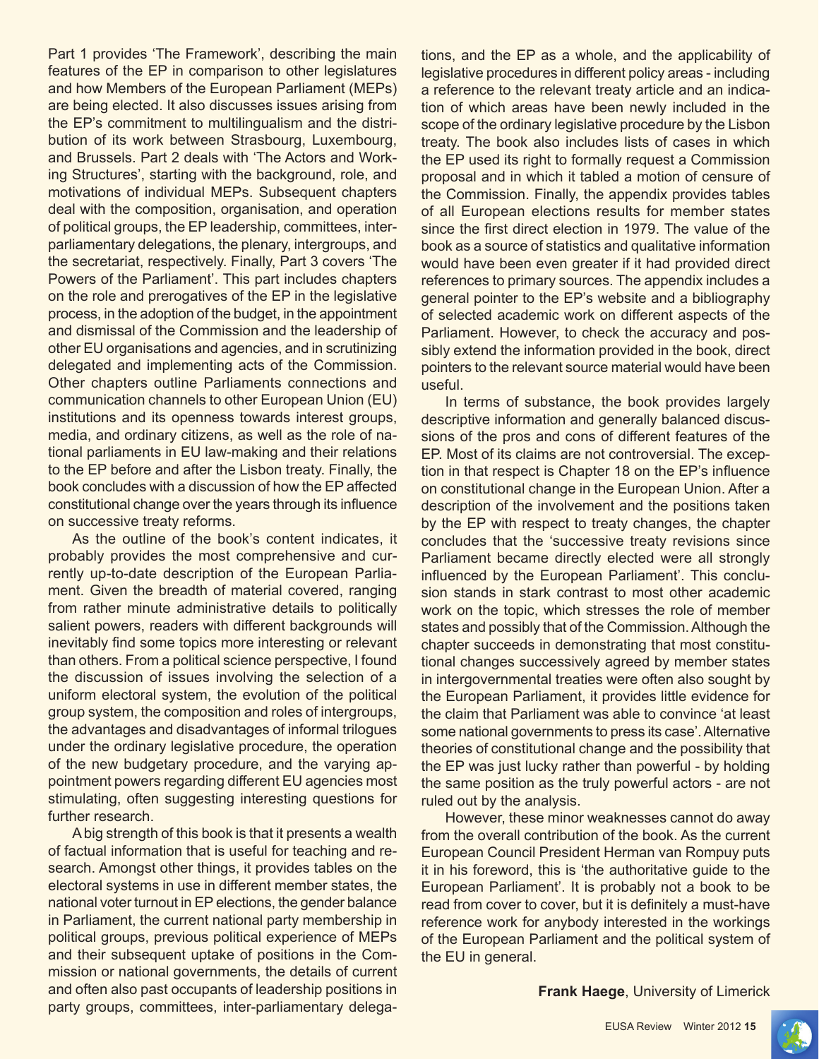Part 1 provides 'The Framework', describing the main features of the EP in comparison to other legislatures and how Members of the European Parliament (MEPs) are being elected. It also discusses issues arising from the EP's commitment to multilingualism and the distribution of its work between Strasbourg, Luxembourg, and Brussels. Part 2 deals with 'The Actors and Working Structures', starting with the background, role, and motivations of individual MEPs. Subsequent chapters deal with the composition, organisation, and operation of political groups, the EP leadership, committees, interparliamentary delegations, the plenary, intergroups, and the secretariat, respectively. Finally, Part 3 covers 'The Powers of the Parliament'. This part includes chapters on the role and prerogatives of the EP in the legislative process, in the adoption of the budget, in the appointment and dismissal of the Commission and the leadership of other EU organisations and agencies, and in scrutinizing delegated and implementing acts of the Commission. Other chapters outline Parliaments connections and communication channels to other European Union (EU) institutions and its openness towards interest groups, media, and ordinary citizens, as well as the role of national parliaments in EU law-making and their relations to the EP before and after the Lisbon treaty. Finally, the book concludes with a discussion of how the EP affected constitutional change over the years through its influence on successive treaty reforms.

As the outline of the book's content indicates, it probably provides the most comprehensive and currently up-to-date description of the European Parliament. Given the breadth of material covered, ranging from rather minute administrative details to politically salient powers, readers with different backgrounds will inevitably find some topics more interesting or relevant than others. From a political science perspective, I found the discussion of issues involving the selection of a uniform electoral system, the evolution of the political group system, the composition and roles of intergroups, the advantages and disadvantages of informal trilogues under the ordinary legislative procedure, the operation of the new budgetary procedure, and the varying appointment powers regarding different EU agencies most stimulating, often suggesting interesting questions for further research.

A big strength of this book is that it presents a wealth of factual information that is useful for teaching and research. Amongst other things, it provides tables on the electoral systems in use in different member states, the national voter turnout in EP elections, the gender balance in Parliament, the current national party membership in political groups, previous political experience of MEPs and their subsequent uptake of positions in the Commission or national governments, the details of current and often also past occupants of leadership positions in party groups, committees, inter-parliamentary delegations, and the EP as a whole, and the applicability of legislative procedures in different policy areas - including a reference to the relevant treaty article and an indication of which areas have been newly included in the scope of the ordinary legislative procedure by the Lisbon treaty. The book also includes lists of cases in which the EP used its right to formally request a Commission proposal and in which it tabled a motion of censure of the Commission. Finally, the appendix provides tables of all European elections results for member states since the first direct election in 1979. The value of the book as a source of statistics and qualitative information would have been even greater if it had provided direct references to primary sources. The appendix includes a general pointer to the EP's website and a bibliography of selected academic work on different aspects of the Parliament. However, to check the accuracy and possibly extend the information provided in the book, direct pointers to the relevant source material would have been useful.

In terms of substance, the book provides largely descriptive information and generally balanced discussions of the pros and cons of different features of the EP. Most of its claims are not controversial. The exception in that respect is Chapter 18 on the EP's influence on constitutional change in the European Union. After a description of the involvement and the positions taken by the EP with respect to treaty changes, the chapter concludes that the 'successive treaty revisions since Parliament became directly elected were all strongly influenced by the European Parliament'. This conclusion stands in stark contrast to most other academic work on the topic, which stresses the role of member states and possibly that of the Commission. Although the chapter succeeds in demonstrating that most constitutional changes successively agreed by member states in intergovernmental treaties were often also sought by the European Parliament, it provides little evidence for the claim that Parliament was able to convince 'at least some national governments to press its case'. Alternative theories of constitutional change and the possibility that the EP was just lucky rather than powerful - by holding the same position as the truly powerful actors - are not ruled out by the analysis.

However, these minor weaknesses cannot do away from the overall contribution of the book. As the current European Council President Herman van Rompuy puts it in his foreword, this is 'the authoritative guide to the European Parliament'. It is probably not a book to be read from cover to cover, but it is definitely a must-have reference work for anybody interested in the workings of the European Parliament and the political system of the EU in general.

**Frank Haege**, University of Limerick